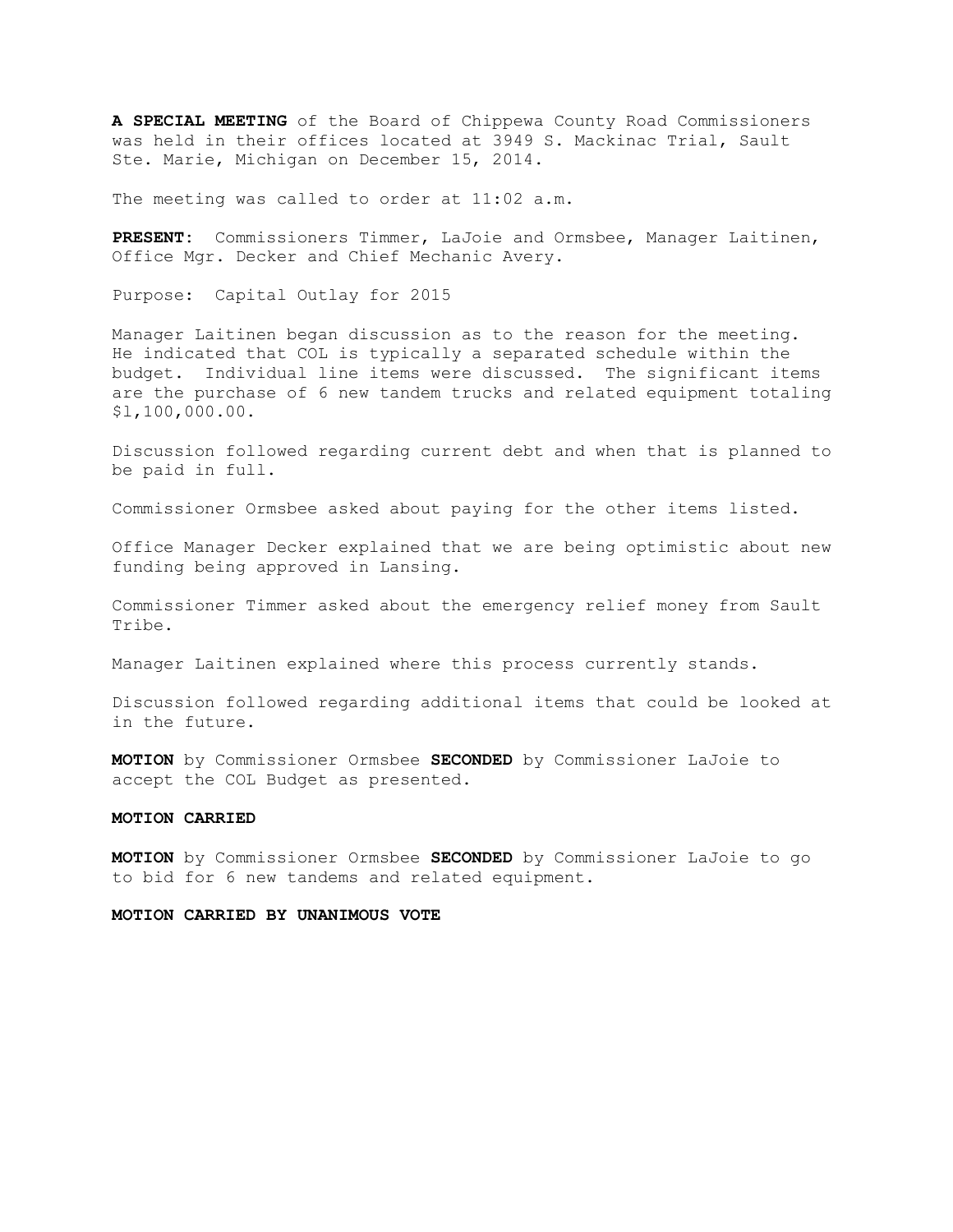**A SPECIAL MEETING** of the Board of Chippewa County Road Commissioners was held in their offices located at 3949 S. Mackinac Trial, Sault Ste. Marie, Michigan on December 15, 2014.

The meeting was called to order at 11:02 a.m.

**PRESENT**: Commissioners Timmer, LaJoie and Ormsbee, Manager Laitinen, Office Mgr. Decker and Chief Mechanic Avery.

Purpose: Capital Outlay for 2015

Manager Laitinen began discussion as to the reason for the meeting. He indicated that COL is typically a separated schedule within the budget. Individual line items were discussed. The significant items are the purchase of 6 new tandem trucks and related equipment totaling $1,100,000.00.

Discussion followed regarding current debt and when that is planned to be paid in full.

Commissioner Ormsbee asked about paying for the other items listed.

Office Manager Decker explained that we are being optimistic about new funding being approved in Lansing.

Commissioner Timmer asked about the emergency relief money from Sault Tribe.

Manager Laitinen explained where this process currently stands.

Discussion followed regarding additional items that could be looked at in the future.

**MOTION** by Commissioner Ormsbee **SECONDED** by Commissioner LaJoie to accept the COL Budget as presented.

**MOTION CARRIED**

**MOTION** by Commissioner Ormsbee **SECONDED** by Commissioner LaJoie to go to bid for 6 new tandems and related equipment.

**MOTION CARRIED BY UNANIMOUS VOTE**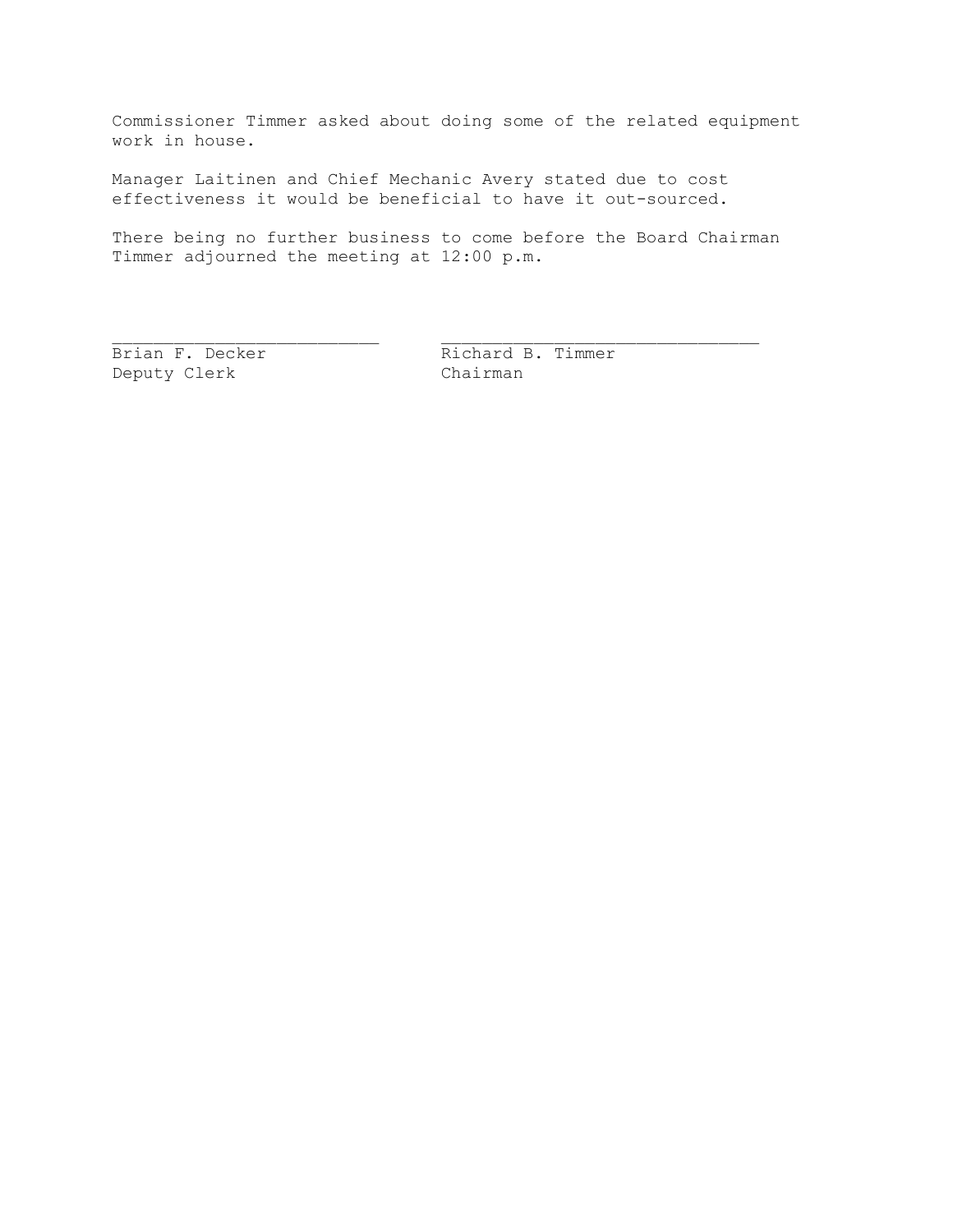Commissioner Timmer asked about doing some of the related equipment work in house.

Manager Laitinen and Chief Mechanic Avery stated due to cost effectiveness it would be beneficial to have it out-sourced.

There being no further business to come before the Board Chairman Timmer adjourned the meeting at 12:00 p.m.

| | |
|---|---|
| __________________________ | ______________________________ |
| Brian F. Decker | Richard B. Timmer |
| Deputy Clerk | Chairman |